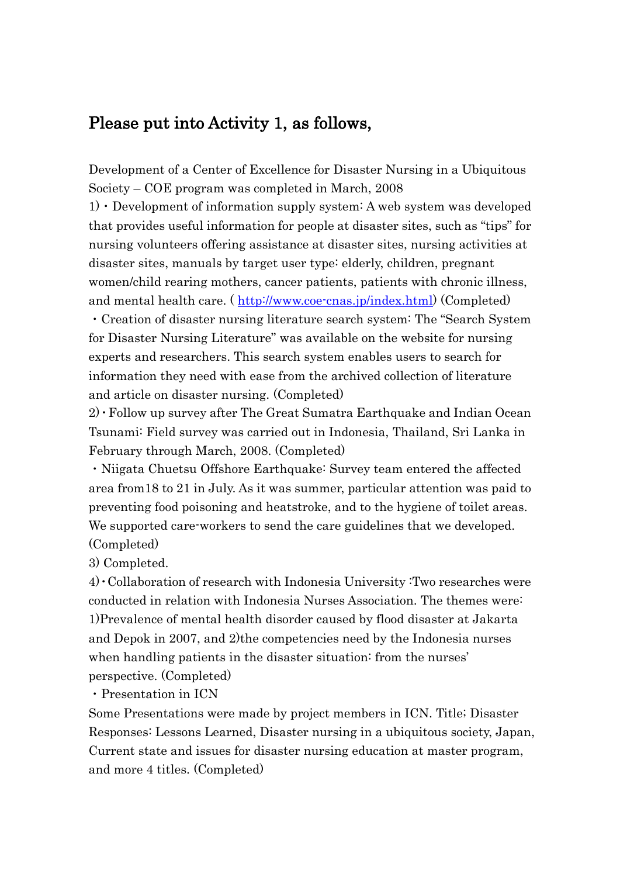## Please put into Activity 1, as follows,

Development of a Center of Excellence for Disaster Nursing in a Ubiquitous Society – COE program was completed in March, 2008

1) ・Development of information supply system: A web system was developed that provides useful information for people at disaster sites, such as "tips" for nursing volunteers offering assistance at disaster sites, nursing activities at disaster sites, manuals by target user type: elderly, children, pregnant women/child rearing mothers, cancer patients, patients with chronic illness, and mental health care. ( http://www.coe-cnas.jp/index.html) (Completed)

・Creation of disaster nursing literature search system: The "Search System for Disaster Nursing Literature" was available on the website for nursing experts and researchers. This search system enables users to search for information they need with ease from the archived collection of literature and article on disaster nursing. (Completed)

2)・Follow up survey after The Great Sumatra Earthquake and Indian Ocean Tsunami: Field survey was carried out in Indonesia, Thailand, Sri Lanka in February through March, 2008. (Completed)

・Niigata Chuetsu Offshore Earthquake: Survey team entered the affected area from18 to 21 in July. As it was summer, particular attention was paid to preventing food poisoning and heatstroke, and to the hygiene of toilet areas. We supported care-workers to send the care guidelines that we developed. (Completed)

3) Completed.

4)・Collaboration of research with Indonesia University :Two researches were conducted in relation with Indonesia Nurses Association. The themes were: 1)Prevalence of mental health disorder caused by flood disaster at Jakarta and Depok in 2007, and 2)the competencies need by the Indonesia nurses when handling patients in the disaster situation: from the nurses' perspective. (Completed)

・Presentation in ICN

Some Presentations were made by project members in ICN. Title; Disaster Responses: Lessons Learned, Disaster nursing in a ubiquitous society, Japan, Current state and issues for disaster nursing education at master program, and more 4 titles. (Completed)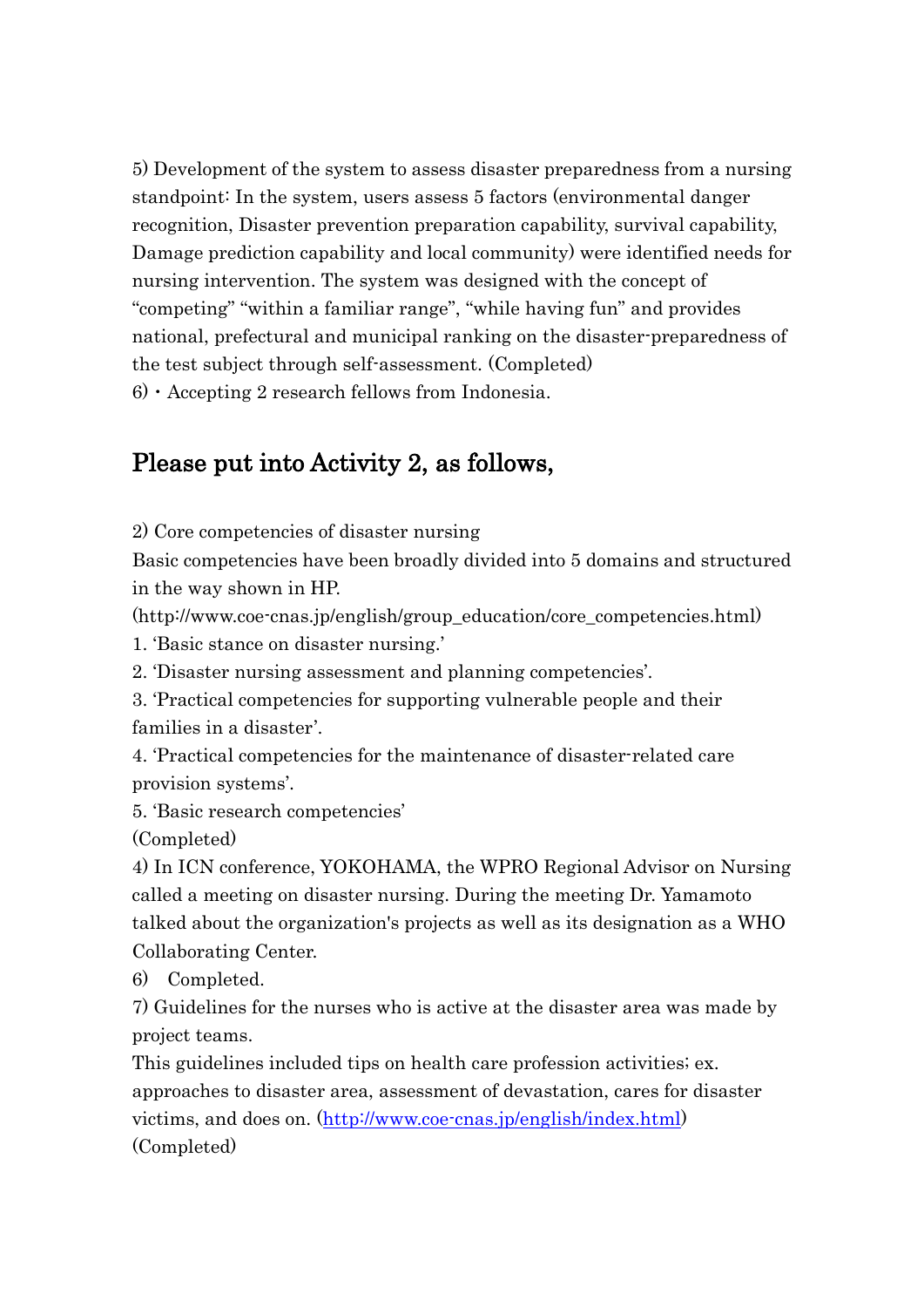5) Development of the system to assess disaster preparedness from a nursing standpoint: In the system, users assess 5 factors (environmental danger recognition, Disaster prevention preparation capability, survival capability, Damage prediction capability and local community) were identified needs for nursing intervention. The system was designed with the concept of "competing" "within a familiar range", "while having fun" and provides national, prefectural and municipal ranking on the disaster-preparedness of the test subject through self-assessment. (Completed)

6)・Accepting 2 research fellows from Indonesia.

## Please put into Activity 2, as follows,

2) Core competencies of disaster nursing

Basic competencies have been broadly divided into 5 domains and structured in the way shown in HP.

(http://www.coe-cnas.jp/english/group_education/core_competencies.html)

1. 'Basic stance on disaster nursing.'
2. 'Disaster nursing assessment and planning competencies'.
3. 'Practical competencies for supporting vulnerable people and their families in a disaster'.
4. 'Practical competencies for the maintenance of disaster-related care provision systems'.
5. 'Basic research competencies'

(Completed)

4) In ICN conference, YOKOHAMA, the WPRO Regional Advisor on Nursing called a meeting on disaster nursing. During the meeting Dr. Yamamoto talked about the organization's projects as well as its designation as a WHO Collaborating Center.

6) Completed.

7) Guidelines for the nurses who is active at the disaster area was made by project teams.

This guidelines included tips on health care profession activities; ex. approaches to disaster area, assessment of devastation, cares for disaster victims, and does on. (http://www.coe-cnas.jp/english/index.html)

(Completed)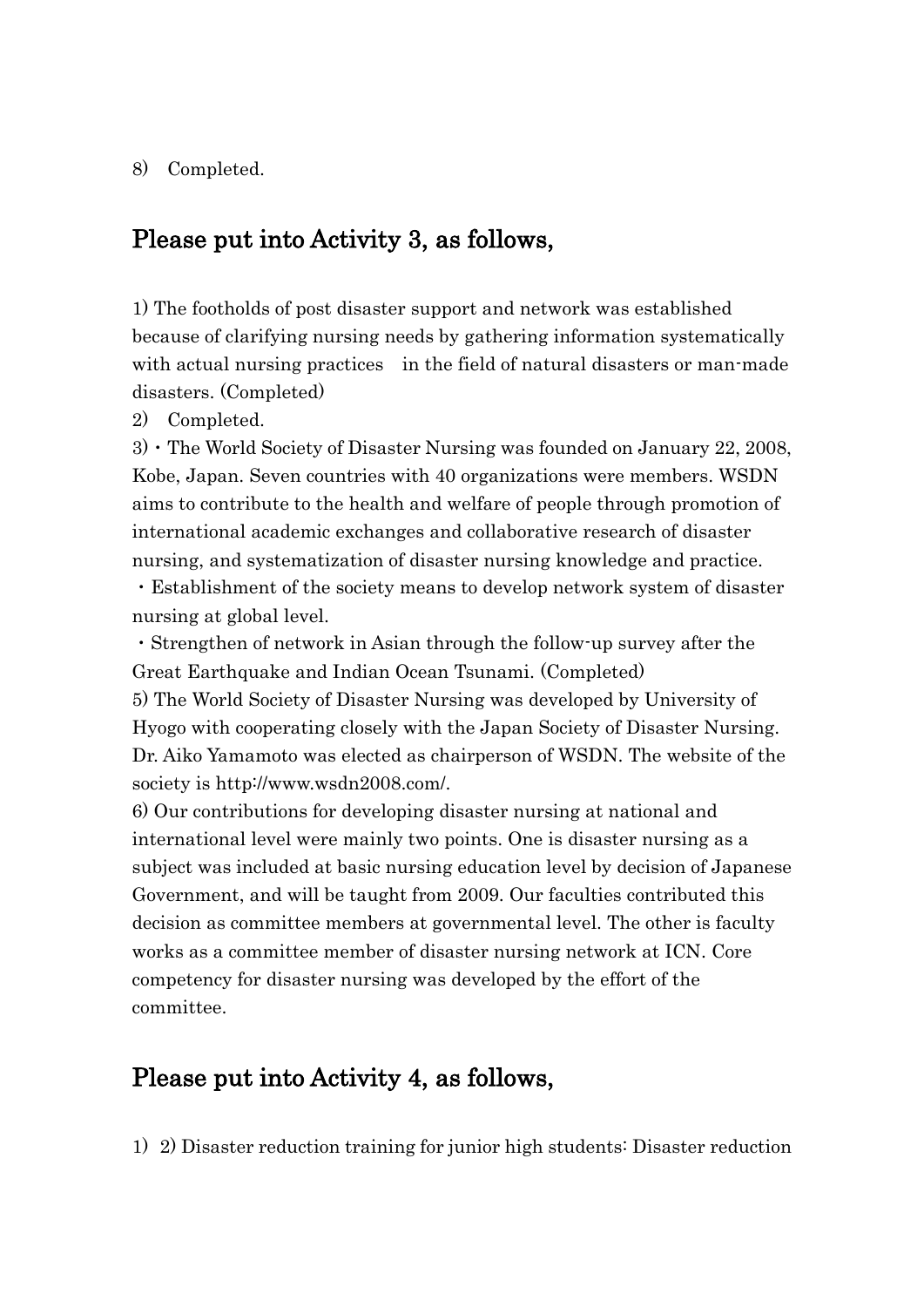8) Completed.

## Please put into Activity 3, as follows,

1) The footholds of post disaster support and network was established because of clarifying nursing needs by gathering information systematically with actual nursing practices in the field of natural disasters or man-made disasters. (Completed)

2) Completed.

3) ・The World Society of Disaster Nursing was founded on January 22, 2008, Kobe, Japan. Seven countries with 40 organizations were members. WSDN aims to contribute to the health and welfare of people through promotion of international academic exchanges and collaborative research of disaster nursing, and systematization of disaster nursing knowledge and practice.

・Establishment of the society means to develop network system of disaster nursing at global level.

・Strengthen of network in Asian through the follow-up survey after the Great Earthquake and Indian Ocean Tsunami. (Completed)

5) The World Society of Disaster Nursing was developed by University of Hyogo with cooperating closely with the Japan Society of Disaster Nursing. Dr. Aiko Yamamoto was elected as chairperson of WSDN. The website of the society is http://www.wsdn2008.com/.

6) Our contributions for developing disaster nursing at national and international level were mainly two points. One is disaster nursing as a subject was included at basic nursing education level by decision of Japanese Government, and will be taught from 2009. Our faculties contributed this decision as committee members at governmental level. The other is faculty works as a committee member of disaster nursing network at ICN. Core competency for disaster nursing was developed by the effort of the committee.

## Please put into Activity 4, as follows,

1) 2) Disaster reduction training for junior high students: Disaster reduction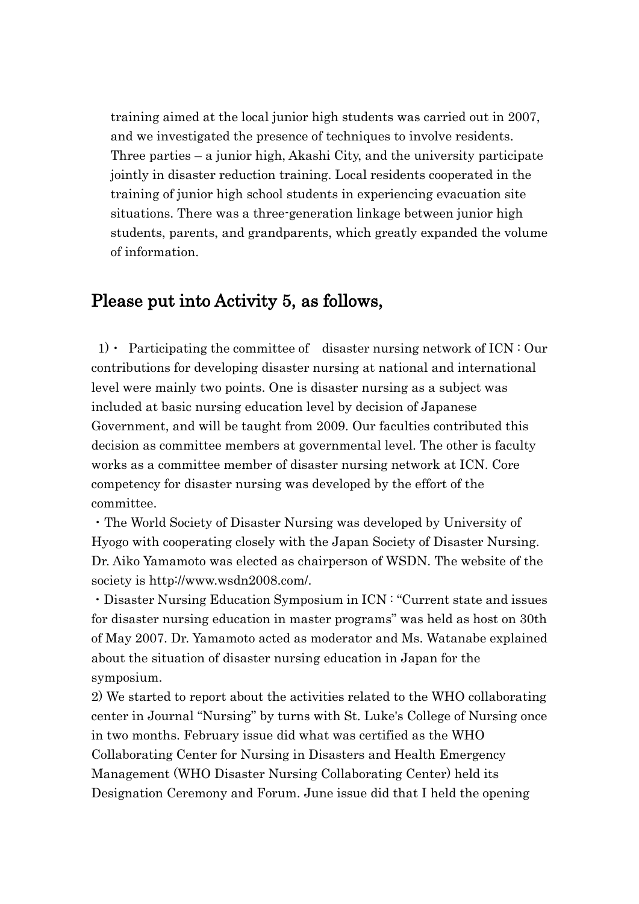training aimed at the local junior high students was carried out in 2007, and we investigated the presence of techniques to involve residents. Three parties – a junior high, Akashi City, and the university participate jointly in disaster reduction training. Local residents cooperated in the training of junior high school students in experiencing evacuation site situations. There was a three-generation linkage between junior high students, parents, and grandparents, which greatly expanded the volume of information.

## Please put into Activity 5, as follows,

1)・ Participating the committee of disaster nursing network of ICN：Our contributions for developing disaster nursing at national and international level were mainly two points. One is disaster nursing as a subject was included at basic nursing education level by decision of Japanese Government, and will be taught from 2009. Our faculties contributed this decision as committee members at governmental level. The other is faculty works as a committee member of disaster nursing network at ICN. Core competency for disaster nursing was developed by the effort of the committee.

・The World Society of Disaster Nursing was developed by University of Hyogo with cooperating closely with the Japan Society of Disaster Nursing. Dr. Aiko Yamamoto was elected as chairperson of WSDN. The website of the society is http://www.wsdn2008.com/.

・Disaster Nursing Education Symposium in ICN：“Current state and issues for disaster nursing education in master programs” was held as host on 30th of May 2007. Dr. Yamamoto acted as moderator and Ms. Watanabe explained about the situation of disaster nursing education in Japan for the symposium.

2) We started to report about the activities related to the WHO collaborating center in Journal “Nursing” by turns with St. Luke's College of Nursing once in two months. February issue did what was certified as the WHO Collaborating Center for Nursing in Disasters and Health Emergency Management (WHO Disaster Nursing Collaborating Center) held its Designation Ceremony and Forum. June issue did that I held the opening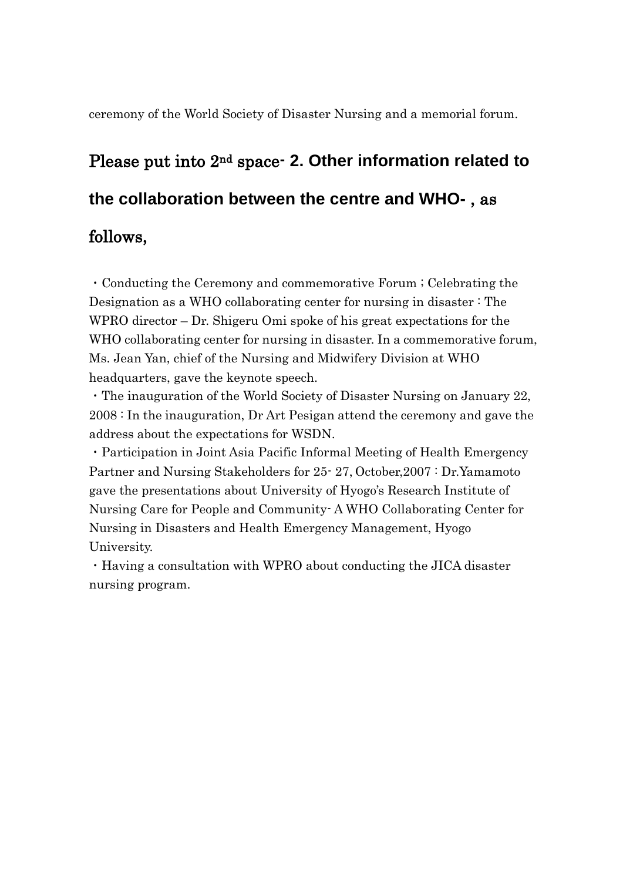ceremony of the World Society of Disaster Nursing and a memorial forum.

## Please put into 2nd space- **2. Other information related to the collaboration between the centre and WHO-** , as follows,

・Conducting the Ceremony and commemorative Forum ; Celebrating the Designation as a WHO collaborating center for nursing in disaster : The WPRO director – Dr. Shigeru Omi spoke of his great expectations for the WHO collaborating center for nursing in disaster. In a commemorative forum, Ms. Jean Yan, chief of the Nursing and Midwifery Division at WHO headquarters, gave the keynote speech.

・The inauguration of the World Society of Disaster Nursing on January 22, 2008 : In the inauguration, Dr Art Pesigan attend the ceremony and gave the address about the expectations for WSDN.

・Participation in Joint Asia Pacific Informal Meeting of Health Emergency Partner and Nursing Stakeholders for 25- 27, October,2007 : Dr.Yamamoto gave the presentations about University of Hyogo's Research Institute of Nursing Care for People and Community- A WHO Collaborating Center for Nursing in Disasters and Health Emergency Management, Hyogo University.

・Having a consultation with WPRO about conducting the JICA disaster nursing program.